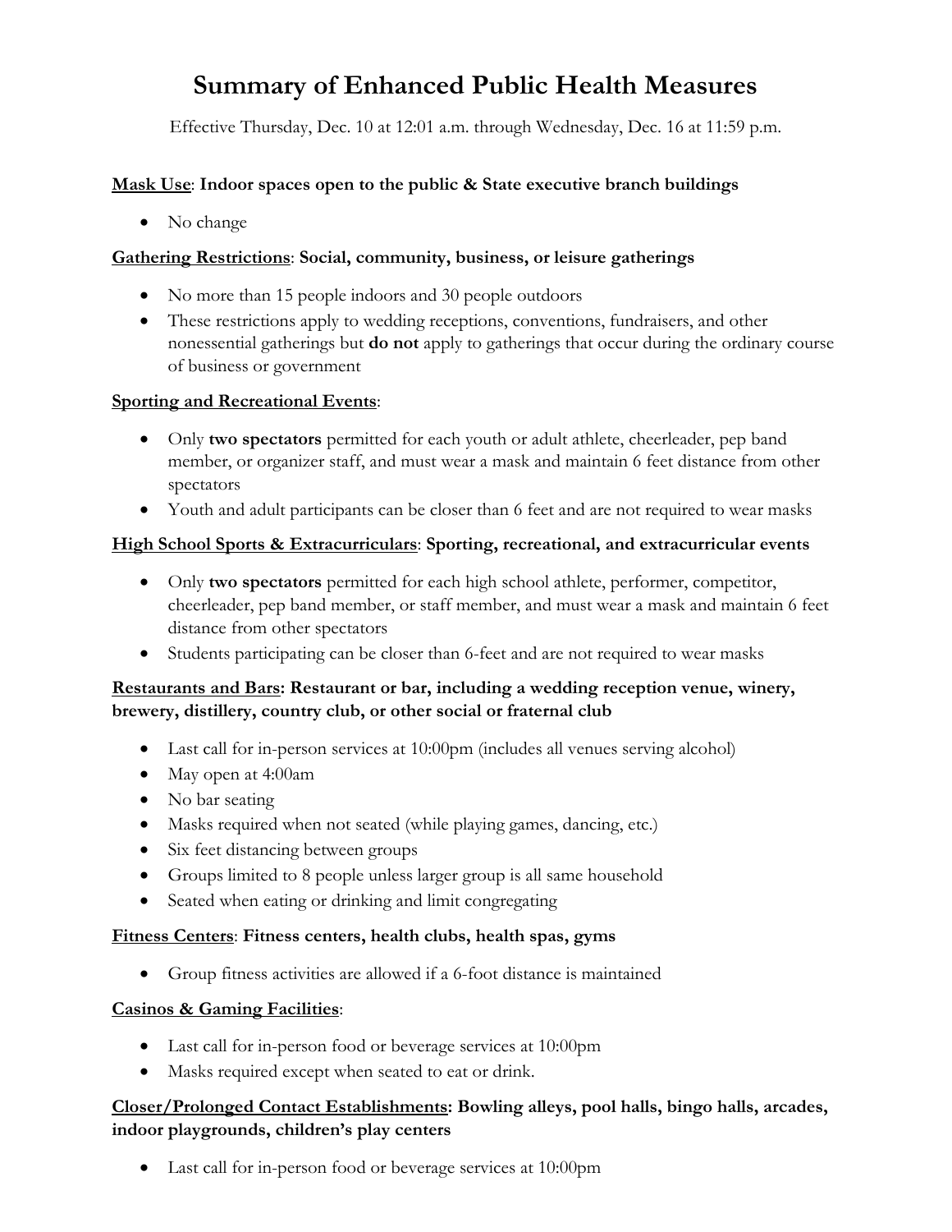# Summary of Enhanced Public Health Measures

Effective Thursday, Dec. 10 at 12:01 a.m. through Wednesday, Dec. 16 at 11:59 p.m.

**<u>Mask Use</u>: Indoor spaces open to the public & State executive branch buildings**

- No change

**<u>Gathering Restrictions</u>: Social, community, business, or leisure gatherings**

- No more than 15 people indoors and 30 people outdoors
- These restrictions apply to wedding receptions, conventions, fundraisers, and other nonessential gatherings but **do not** apply to gatherings that occur during the ordinary course of business or government

**<u>Sporting and Recreational Events</u>:**

- Only **two spectators** permitted for each youth or adult athlete, cheerleader, pep band member, or organizer staff, and must wear a mask and maintain 6 feet distance from other spectators
- Youth and adult participants can be closer than 6 feet and are not required to wear masks

**<u>High School Sports & Extracurriculars</u>: Sporting, recreational, and extracurricular events**

- Only **two spectators** permitted for each high school athlete, performer, competitor, cheerleader, pep band member, or staff member, and must wear a mask and maintain 6 feet distance from other spectators
- Students participating can be closer than 6-feet and are not required to wear masks

**<u>Restaurants and Bars</u>: Restaurant or bar, including a wedding reception venue, winery, brewery, distillery, country club, or other social or fraternal club**

- Last call for in-person services at 10:00pm (includes all venues serving alcohol)
- May open at 4:00am
- No bar seating
- Masks required when not seated (while playing games, dancing, etc.)
- Six feet distancing between groups
- Groups limited to 8 people unless larger group is all same household
- Seated when eating or drinking and limit congregating

**<u>Fitness Centers</u>: Fitness centers, health clubs, health spas, gyms**

- Group fitness activities are allowed if a 6-foot distance is maintained

**<u>Casinos & Gaming Facilities</u>:**

- Last call for in-person food or beverage services at 10:00pm
- Masks required except when seated to eat or drink.

**<u>Closer/Prolonged Contact Establishments</u>: Bowling alleys, pool halls, bingo halls, arcades, indoor playgrounds, children's play centers**

- Last call for in-person food or beverage services at 10:00pm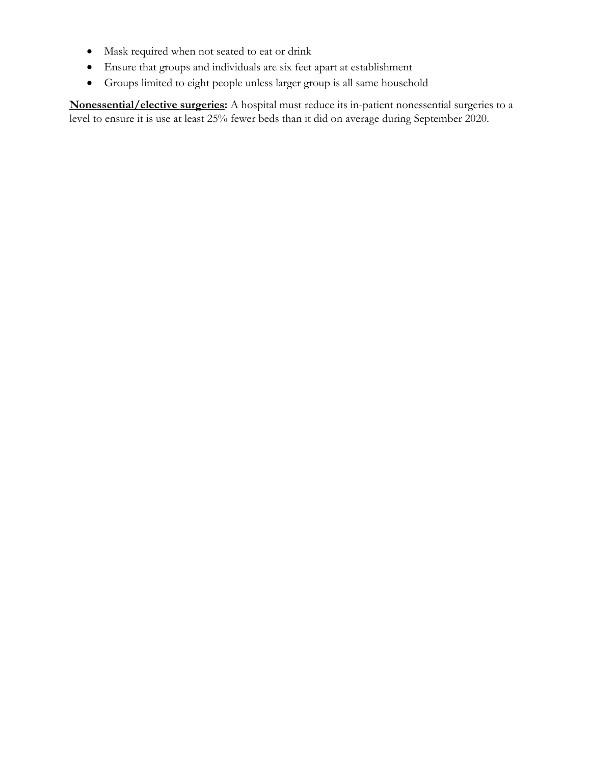- Mask required when not seated to eat or drink
- Ensure that groups and individuals are six feet apart at establishment
- Groups limited to eight people unless larger group is all same household

**Nonessential/elective surgeries:** A hospital must reduce its in-patient nonessential surgeries to a level to ensure it is use at least 25% fewer beds than it did on average during September 2020.